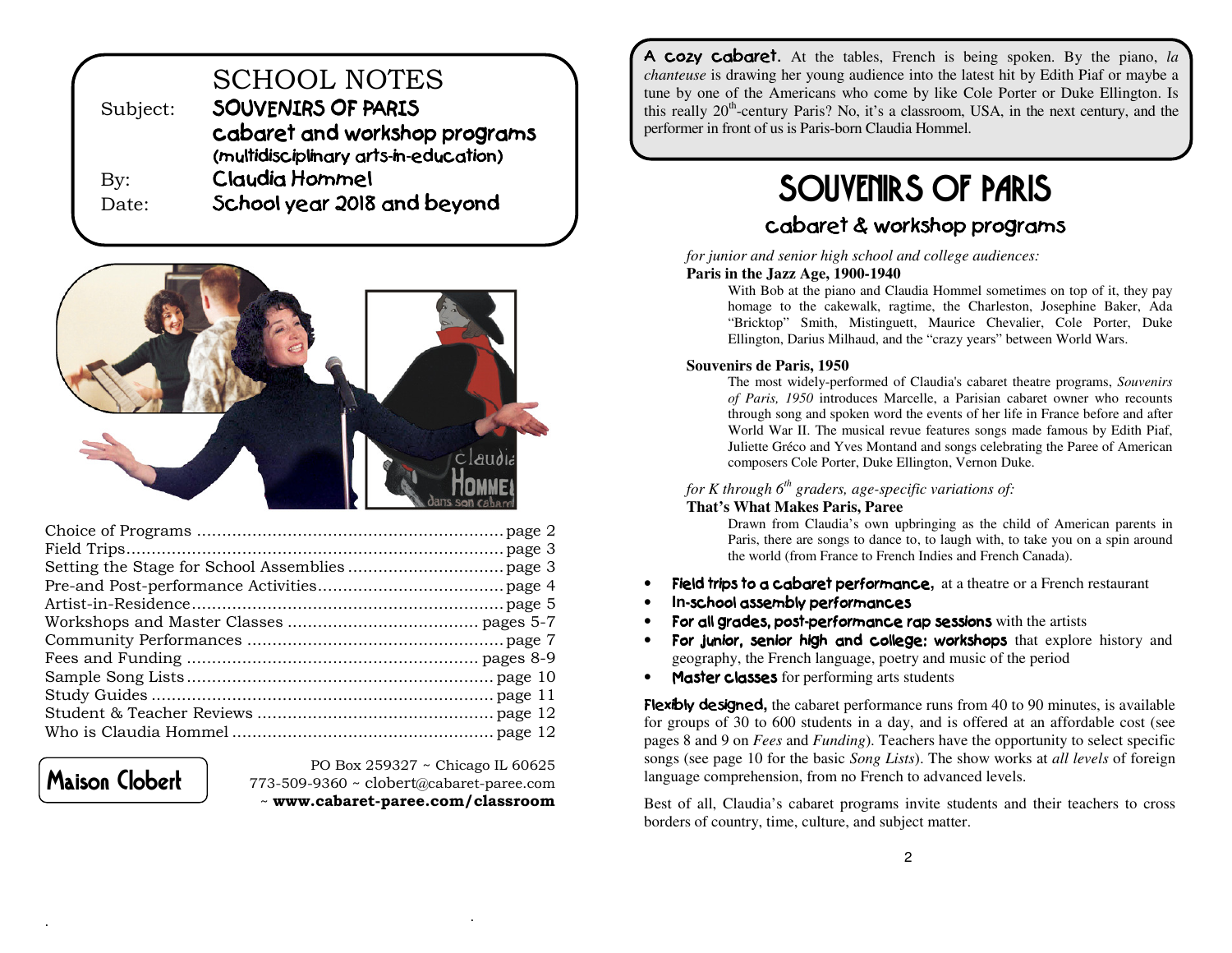# SCHOOL NOTES

Subject: **SOUVENIRS OF PARIS**
**cabaret and workshop programs**
**(multidisciplinary arts-in-education)**

By: **Claudia Hommel**

Date: **School year 2018 and beyond**

| | |
|---|---|
| Choice of Programs | page 2 |
| Field Trips | page 3 |
| Setting the Stage for School Assemblies | page 3 |
| Pre-and Post-performance Activities | page 4 |
| Artist-in-Residence | page 5 |
| Workshops and Master Classes | pages 5-7 |
| Community Performances | page 7 |
| Fees and Funding | pages 8-9 |
| Sample Song Lists | page 10 |
| Study Guides | page 11 |
| Student & Teacher Reviews | page 12 |
| Who is Claudia Hommel | page 12 |

**Maison Clobert**

PO Box 259327 ~ Chicago IL 60625
773-509-9360 ~ clobert@cabaret-paree.com
~ **www.cabaret-paree.com/classroom**

**A cozy cabaret.** At the tables, French is being spoken. By the piano, *la chanteuse* is drawing her young audience into the latest hit by Edith Piaf or maybe a tune by one of the Americans who come by like Cole Porter or Duke Ellington. Is this really 20th-century Paris? No, it's a classroom, USA, in the next century, and the performer in front of us is Paris-born Claudia Hommel.

# SOUVENIRS OF PARIS

## cabaret & workshop programs

*for junior and senior high school and college audiences:*

**Paris in the Jazz Age, 1900-1940**

With Bob at the piano and Claudia Hommel sometimes on top of it, they pay homage to the cakewalk, ragtime, the Charleston, Josephine Baker, Ada "Bricktop" Smith, Mistinguett, Maurice Chevalier, Cole Porter, Duke Ellington, Darius Milhaud, and the "crazy years" between World Wars.

**Souvenirs de Paris, 1950**

The most widely-performed of Claudia's cabaret theatre programs, *Souvenirs of Paris, 1950* introduces Marcelle, a Parisian cabaret owner who recounts through song and spoken word the events of her life in France before and after World War II. The musical revue features songs made famous by Edith Piaf, Juliette Gréco and Yves Montand and songs celebrating the Paree of American composers Cole Porter, Duke Ellington, Vernon Duke.

*for K through 6th graders, age-specific variations of:*

**That's What Makes Paris, Paree**

Drawn from Claudia's own upbringing as the child of American parents in Paris, there are songs to dance to, to laugh with, to take you on a spin around the world (from France to French Indies and French Canada).

- **Field trips to a cabaret performance,** at a theatre or a French restaurant
- **In-school assembly performances**
- **For all grades, post-performance rap sessions** with the artists
- **For junior, senior high and college: workshops** that explore history and geography, the French language, poetry and music of the period
- **Master classes** for performing arts students

**Flexibly designed,** the cabaret performance runs from 40 to 90 minutes, is available for groups of 30 to 600 students in a day, and is offered at an affordable cost (see pages 8 and 9 on *Fees* and *Funding*). Teachers have the opportunity to select specific songs (see page 10 for the basic *Song Lists*). The show works at *all levels* of foreign language comprehension, from no French to advanced levels.

Best of all, Claudia's cabaret programs invite students and their teachers to cross borders of country, time, culture, and subject matter.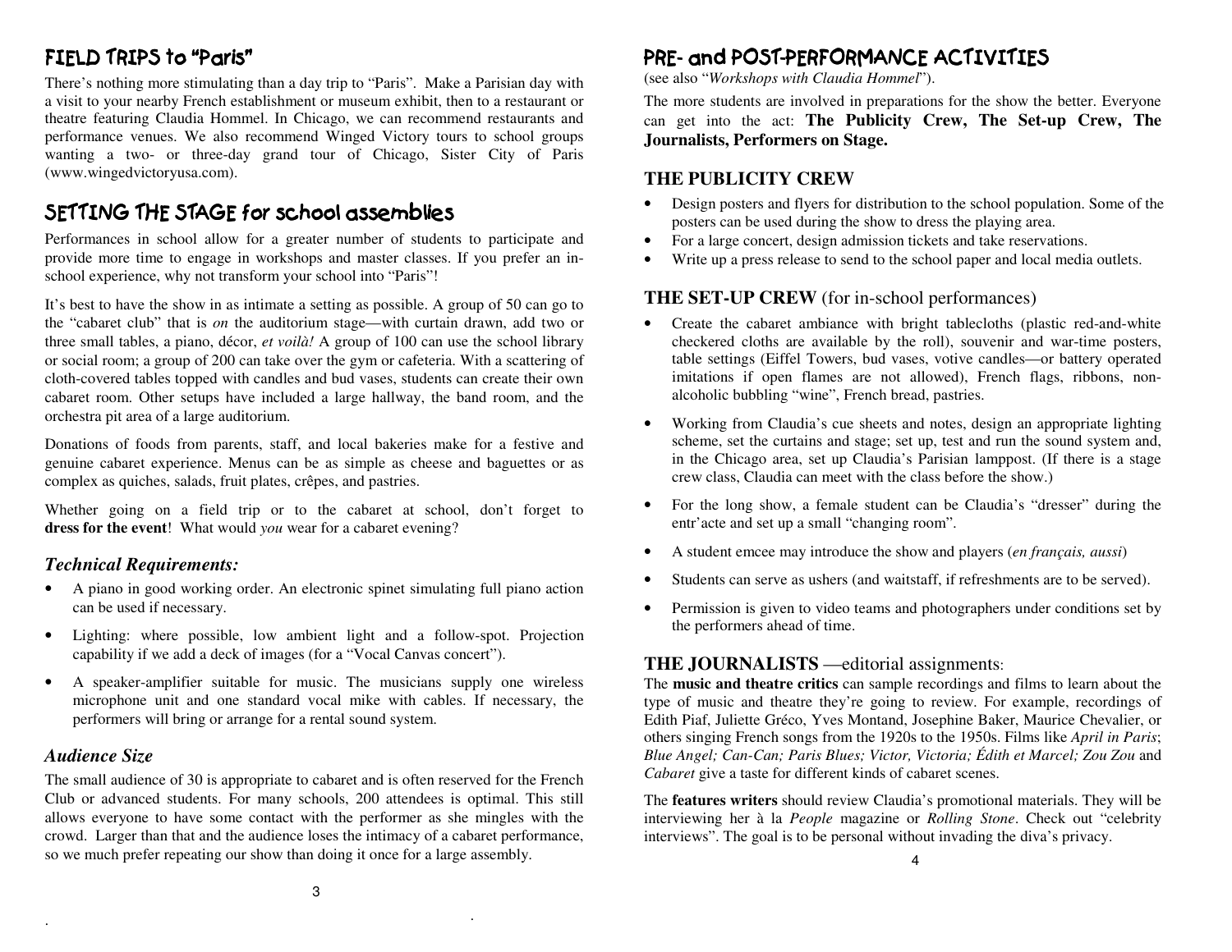## FIELD TRIPS to "Paris"

There's nothing more stimulating than a day trip to "Paris". Make a Parisian day with a visit to your nearby French establishment or museum exhibit, then to a restaurant or theatre featuring Claudia Hommel. In Chicago, we can recommend restaurants and performance venues. We also recommend Winged Victory tours to school groups wanting a two- or three-day grand tour of Chicago, Sister City of Paris (www.wingedvictoryusa.com).

## SETTING THE STAGE for school assemblies

Performances in school allow for a greater number of students to participate and provide more time to engage in workshops and master classes. If you prefer an in-school experience, why not transform your school into "Paris"!

It's best to have the show in as intimate a setting as possible. A group of 50 can go to the "cabaret club" that is *on* the auditorium stage—with curtain drawn, add two or three small tables, a piano, décor, *et voilà!* A group of 100 can use the school library or social room; a group of 200 can take over the gym or cafeteria. With a scattering of cloth-covered tables topped with candles and bud vases, students can create their own cabaret room. Other setups have included a large hallway, the band room, and the orchestra pit area of a large auditorium.

Donations of foods from parents, staff, and local bakeries make for a festive and genuine cabaret experience. Menus can be as simple as cheese and baguettes or as complex as quiches, salads, fruit plates, crêpes, and pastries.

Whether going on a field trip or to the cabaret at school, don't forget to **dress for the event**! What would *you* wear for a cabaret evening?

### *Technical Requirements:*

- A piano in good working order. An electronic spinet simulating full piano action can be used if necessary.
- Lighting: where possible, low ambient light and a follow-spot. Projection capability if we add a deck of images (for a "Vocal Canvas concert").
- A speaker-amplifier suitable for music. The musicians supply one wireless microphone unit and one standard vocal mike with cables. If necessary, the performers will bring or arrange for a rental sound system.

### *Audience Size*

The small audience of 30 is appropriate to cabaret and is often reserved for the French Club or advanced students. For many schools, 200 attendees is optimal. This still allows everyone to have some contact with the performer as she mingles with the crowd. Larger than that and the audience loses the intimacy of a cabaret performance, so we much prefer repeating our show than doing it once for a large assembly.

## PRE- and POST-PERFORMANCE ACTIVITIES

(see also "*Workshops with Claudia Hommel*").

The more students are involved in preparations for the show the better. Everyone can get into the act: **The Publicity Crew, The Set-up Crew, The Journalists, Performers on Stage.**

### THE PUBLICITY CREW

- Design posters and flyers for distribution to the school population. Some of the posters can be used during the show to dress the playing area.
- For a large concert, design admission tickets and take reservations.
- Write up a press release to send to the school paper and local media outlets.

### THE SET-UP CREW (for in-school performances)

- Create the cabaret ambiance with bright tablecloths (plastic red-and-white checkered cloths are available by the roll), souvenir and war-time posters, table settings (Eiffel Towers, bud vases, votive candles—or battery operated imitations if open flames are not allowed), French flags, ribbons, non-alcoholic bubbling "wine", French bread, pastries.
- Working from Claudia's cue sheets and notes, design an appropriate lighting scheme, set the curtains and stage; set up, test and run the sound system and, in the Chicago area, set up Claudia's Parisian lamppost. (If there is a stage crew class, Claudia can meet with the class before the show.)
- For the long show, a female student can be Claudia's "dresser" during the entr'acte and set up a small "changing room".
- A student emcee may introduce the show and players (*en français, aussi*)
- Students can serve as ushers (and waitstaff, if refreshments are to be served).
- Permission is given to video teams and photographers under conditions set by the performers ahead of time.

### THE JOURNALISTS —editorial assignments:

The **music and theatre critics** can sample recordings and films to learn about the type of music and theatre they're going to review. For example, recordings of Edith Piaf, Juliette Gréco, Yves Montand, Josephine Baker, Maurice Chevalier, or others singing French songs from the 1920s to the 1950s. Films like *April in Paris*; *Blue Angel; Can-Can; Paris Blues; Victor, Victoria; Édith et Marcel; Zou Zou* and *Cabaret* give a taste for different kinds of cabaret scenes.

The **features writers** should review Claudia's promotional materials. They will be interviewing her à la *People* magazine or *Rolling Stone*. Check out "celebrity interviews". The goal is to be personal without invading the diva's privacy.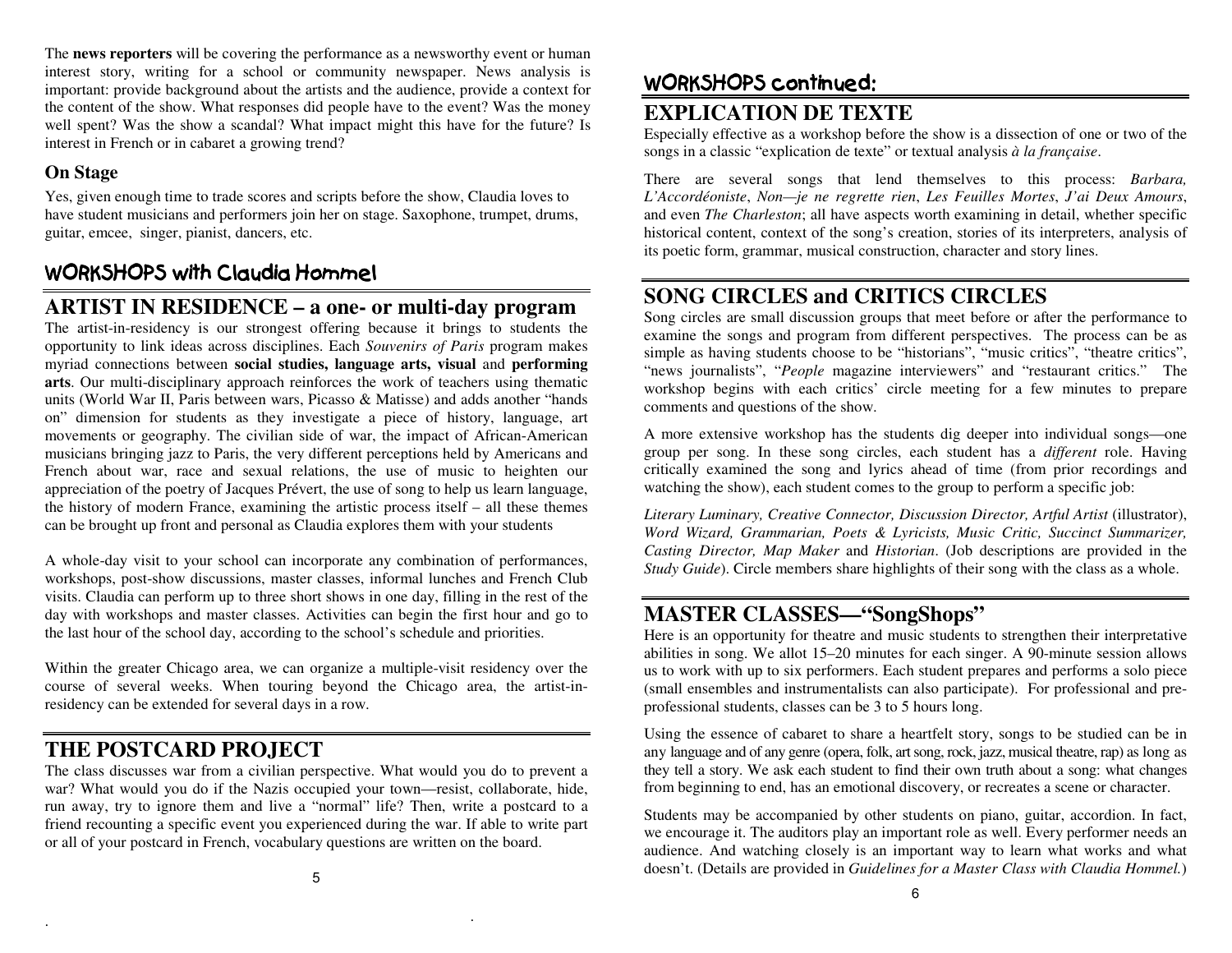The **news reporters** will be covering the performance as a newsworthy event or human interest story, writing for a school or community newspaper. News analysis is important: provide background about the artists and the audience, provide a context for the content of the show. What responses did people have to the event? Was the money well spent? Was the show a scandal? What impact might this have for the future? Is interest in French or in cabaret a growing trend?

### On Stage

Yes, given enough time to trade scores and scripts before the show, Claudia loves to have student musicians and performers join her on stage. Saxophone, trumpet, drums, guitar, emcee, singer, pianist, dancers, etc.

## WORKSHOPS with Claudia Hommel

## ARTIST IN RESIDENCE – a one- or multi-day program

The artist-in-residency is our strongest offering because it brings to students the opportunity to link ideas across disciplines. Each *Souvenirs of Paris* program makes myriad connections between **social studies, language arts, visual** and **performing arts**. Our multi-disciplinary approach reinforces the work of teachers using thematic units (World War II, Paris between wars, Picasso & Matisse) and adds another "hands on" dimension for students as they investigate a piece of history, language, art movements or geography. The civilian side of war, the impact of African-American musicians bringing jazz to Paris, the very different perceptions held by Americans and French about war, race and sexual relations, the use of music to heighten our appreciation of the poetry of Jacques Prévert, the use of song to help us learn language, the history of modern France, examining the artistic process itself – all these themes can be brought up front and personal as Claudia explores them with your students

A whole-day visit to your school can incorporate any combination of performances, workshops, post-show discussions, master classes, informal lunches and French Club visits. Claudia can perform up to three short shows in one day, filling in the rest of the day with workshops and master classes. Activities can begin the first hour and go to the last hour of the school day, according to the school's schedule and priorities.

Within the greater Chicago area, we can organize a multiple-visit residency over the course of several weeks. When touring beyond the Chicago area, the artist-in-residency can be extended for several days in a row.

## THE POSTCARD PROJECT

The class discusses war from a civilian perspective. What would you do to prevent a war? What would you do if the Nazis occupied your town—resist, collaborate, hide, run away, try to ignore them and live a "normal" life? Then, write a postcard to a friend recounting a specific event you experienced during the war. If able to write part or all of your postcard in French, vocabulary questions are written on the board.

## WORKSHOPS continued:

## EXPLICATION DE TEXTE

Especially effective as a workshop before the show is a dissection of one or two of the songs in a classic "explication de texte" or textual analysis *à la française*.

There are several songs that lend themselves to this process: *Barbara, L'Accordéoniste*, *Non—je ne regrette rien*, *Les Feuilles Mortes*, *J'ai Deux Amours*, and even *The Charleston*; all have aspects worth examining in detail, whether specific historical content, context of the song's creation, stories of its interpreters, analysis of its poetic form, grammar, musical construction, character and story lines.

## SONG CIRCLES and CRITICS CIRCLES

Song circles are small discussion groups that meet before or after the performance to examine the songs and program from different perspectives. The process can be as simple as having students choose to be "historians", "music critics", "theatre critics", "news journalists", "*People* magazine interviewers" and "restaurant critics." The workshop begins with each critics' circle meeting for a few minutes to prepare comments and questions of the show.

A more extensive workshop has the students dig deeper into individual songs—one group per song. In these song circles, each student has a *different* role. Having critically examined the song and lyrics ahead of time (from prior recordings and watching the show), each student comes to the group to perform a specific job:

*Literary Luminary, Creative Connector, Discussion Director, Artful Artist* (illustrator), *Word Wizard, Grammarian, Poets & Lyricists, Music Critic, Succinct Summarizer, Casting Director, Map Maker* and *Historian*. (Job descriptions are provided in the *Study Guide*). Circle members share highlights of their song with the class as a whole.

## MASTER CLASSES—"SongShops"

Here is an opportunity for theatre and music students to strengthen their interpretative abilities in song. We allot 15–20 minutes for each singer. A 90-minute session allows us to work with up to six performers. Each student prepares and performs a solo piece (small ensembles and instrumentalists can also participate). For professional and pre-professional students, classes can be 3 to 5 hours long.

Using the essence of cabaret to share a heartfelt story, songs to be studied can be in any language and of any genre (opera, folk, art song, rock, jazz, musical theatre, rap) as long as they tell a story. We ask each student to find their own truth about a song: what changes from beginning to end, has an emotional discovery, or recreates a scene or character.

Students may be accompanied by other students on piano, guitar, accordion. In fact, we encourage it. The auditors play an important role as well. Every performer needs an audience. And watching closely is an important way to learn what works and what doesn't. (Details are provided in *Guidelines for a Master Class with Claudia Hommel.*)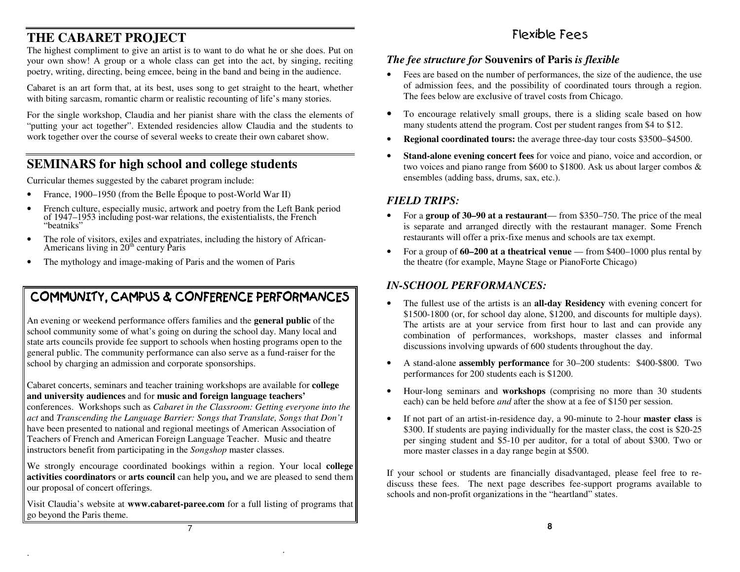# THE CABARET PROJECT

The highest compliment to give an artist is to want to do what he or she does. Put on your own show! A group or a whole class can get into the act, by singing, reciting poetry, writing, directing, being emcee, being in the band and being in the audience.

Cabaret is an art form that, at its best, uses song to get straight to the heart, whether with biting sarcasm, romantic charm or realistic recounting of life's many stories.

For the single workshop, Claudia and her pianist share with the class the elements of "putting your act together". Extended residencies allow Claudia and the students to work together over the course of several weeks to create their own cabaret show.

# SEMINARS for high school and college students

Curricular themes suggested by the cabaret program include:

- France, 1900–1950 (from the Belle Époque to post-World War II)
- French culture, especially music, artwork and poetry from the Left Bank period of 1947–1953 including post-war relations, the existentialists, the French "beatniks"
- The role of visitors, exiles and expatriates, including the history of African-Americans living in 20th century Paris
- The mythology and image-making of Paris and the women of Paris

## COMMUNITY, CAMPUS & CONFERENCE PERFORMANCES

An evening or weekend performance offers families and the **general public** of the school community some of what's going on during the school day. Many local and state arts councils provide fee support to schools when hosting programs open to the general public. The community performance can also serve as a fund-raiser for the school by charging an admission and corporate sponsorships.

Cabaret concerts, seminars and teacher training workshops are available for **college and university audiences** and for **music and foreign language teachers'** conferences. Workshops such as *Cabaret in the Classroom: Getting everyone into the act* and *Transcending the Language Barrier: Songs that Translate, Songs that Don't* have been presented to national and regional meetings of American Association of Teachers of French and American Foreign Language Teacher. Music and theatre instructors benefit from participating in the *Songshop* master classes.

We strongly encourage coordinated bookings within a region. Your local **college activities coordinators** or **arts council** can help you**,** and we are pleased to send them our proposal of concert offerings.

Visit Claudia's website at **www.cabaret-paree.com** for a full listing of programs that go beyond the Paris theme.

# Flexible Fees

### *The fee structure for* **Souvenirs of Paris** *is flexible*

- Fees are based on the number of performances, the size of the audience, the use of admission fees, and the possibility of coordinated tours through a region. The fees below are exclusive of travel costs from Chicago.
- To encourage relatively small groups, there is a sliding scale based on how many students attend the program. Cost per student ranges from $4 to $12.
- **Regional coordinated tours:** the average three-day tour costs $3500–$4500.
- **Stand-alone evening concert fees** for voice and piano, voice and accordion, or two voices and piano range from $600 to $1800. Ask us about larger combos & ensembles (adding bass, drums, sax, etc.).

## *FIELD TRIPS:*

- For a **group of 30–90 at a restaurant**— from $350–750. The price of the meal is separate and arranged directly with the restaurant manager. Some French restaurants will offer a prix-fixe menus and schools are tax exempt.
- For a group of **60–200 at a theatrical venue** — from $400–1000 plus rental by the theatre (for example, Mayne Stage or PianoForte Chicago)

## *IN-SCHOOL PERFORMANCES:*

- The fullest use of the artists is an **all-day Residency** with evening concert for $1500-1800 (or, for school day alone, $1200, and discounts for multiple days). The artists are at your service from first hour to last and can provide any combination of performances, workshops, master classes and informal discussions involving upwards of 600 students throughout the day.
- A stand-alone **assembly performance** for 30–200 students: $400-$800. Two performances for 200 students each is $1200.
- Hour-long seminars and **workshops** (comprising no more than 30 students each) can be held before *and* after the show at a fee of $150 per session.
- If not part of an artist-in-residence day, a 90-minute to 2-hour **master class** is $300. If students are paying individually for the master class, the cost is $20-25 per singing student and $5-10 per auditor, for a total of about $300. Two or more master classes in a day range begin at $500.

If your school or students are financially disadvantaged, please feel free to re-discuss these fees. The next page describes fee-support programs available to schools and non-profit organizations in the "heartland" states.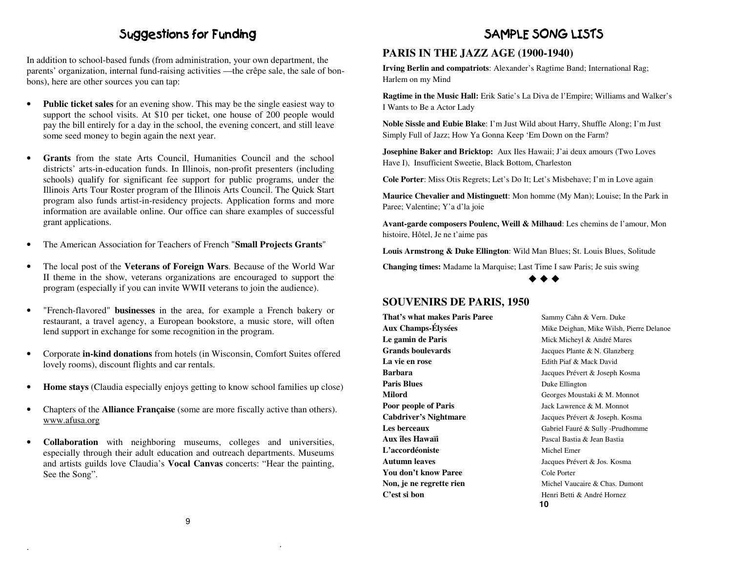# Suggestions for Funding

In addition to school-based funds (from administration, your own department, the parents' organization, internal fund-raising activities —the crêpe sale, the sale of bon-bons), here are other sources you can tap:

- **Public ticket sales** for an evening show. This may be the single easiest way to support the school visits. At $10 per ticket, one house of 200 people would pay the bill entirely for a day in the school, the evening concert, and still leave some seed money to begin again the next year.
- **Grants** from the state Arts Council, Humanities Council and the school districts' arts-in-education funds. In Illinois, non-profit presenters (including schools) qualify for significant fee support for public programs, under the Illinois Arts Tour Roster program of the Illinois Arts Council. The Quick Start program also funds artist-in-residency projects. Application forms and more information are available online. Our office can share examples of successful grant applications.
- The American Association for Teachers of French "**Small Projects Grants**"
- The local post of the **Veterans of Foreign Wars**. Because of the World War II theme in the show, veterans organizations are encouraged to support the program (especially if you can invite WWII veterans to join the audience).
- "French-flavored" **businesses** in the area, for example a French bakery or restaurant, a travel agency, a European bookstore, a music store, will often lend support in exchange for some recognition in the program.
- Corporate **in-kind donations** from hotels (in Wisconsin, Comfort Suites offered lovely rooms), discount flights and car rentals.
- **Home stays** (Claudia especially enjoys getting to know school families up close)
- Chapters of the **Alliance Française** (some are more fiscally active than others). www.afusa.org
- **Collaboration** with neighboring museums, colleges and universities, especially through their adult education and outreach departments. Museums and artists guilds love Claudia's **Vocal Canvas** concerts: "Hear the painting, See the Song".

# SAMPLE SONG LISTS

## PARIS IN THE JAZZ AGE (1900-1940)

**Irving Berlin and compatriots**: Alexander's Ragtime Band; International Rag; Harlem on my Mind

**Ragtime in the Music Hall:** Erik Satie's La Diva de l'Empire; Williams and Walker's I Wants to Be a Actor Lady

**Noble Sissle and Eubie Blake**: I'm Just Wild about Harry, Shuffle Along; I'm Just Simply Full of Jazz; How Ya Gonna Keep 'Em Down on the Farm?

**Josephine Baker and Bricktop:** Aux Iles Hawaii; J'ai deux amours (Two Loves Have I), Insufficient Sweetie, Black Bottom, Charleston

**Cole Porter**: Miss Otis Regrets; Let's Do It; Let's Misbehave; I'm in Love again

**Maurice Chevalier and Mistinguett**: Mon homme (My Man); Louise; In the Park in Paree; Valentine; Y'a d'la joie

**Avant-garde composers Poulenc, Weill & Milhaud**: Les chemins de l'amour, Mon histoire, Hôtel, Je ne t'aime pas

**Louis Armstrong & Duke Ellington**: Wild Man Blues; St. Louis Blues, Solitude

**Changing times:** Madame la Marquise; Last Time I saw Paris; Je suis swing

◆ ◆ ◆

## SOUVENIRS DE PARIS, 1950

| | |
|---|---|
| **That's what makes Paris Paree** | Sammy Cahn & Vern. Duke |
| **Aux Champs-Élysées** | Mike Deighan, Mike Wilsh, Pierre Delanoe |
| **Le gamin de Paris** | Mick Micheyl & André Mares |
| **Grands boulevards** | Jacques Plante & N. Glanzberg |
| **La vie en rose** | Edith Piaf & Mack David |
| **Barbara** | Jacques Prévert & Joseph Kosma |
| **Paris Blues** | Duke Ellington |
| **Milord** | Georges Moustaki & M. Monnot |
| **Poor people of Paris** | Jack Lawrence & M. Monnot |
| **Cabdriver's Nightmare** | Jacques Prévert & Joseph. Kosma |
| **Les berceaux** | Gabriel Fauré & Sully -Prudhomme |
| **Aux îles Hawaïi** | Pascal Bastia & Jean Bastia |
| **L'accordéoniste** | Michel Emer |
| **Autumn leaves** | Jacques Prévert & Jos. Kosma |
| **You don't know Paree** | Cole Porter |
| **Non, je ne regrette rien** | Michel Vaucaire & Chas. Dumont |
| **C'est si bon** | Henri Betti & André Hornez |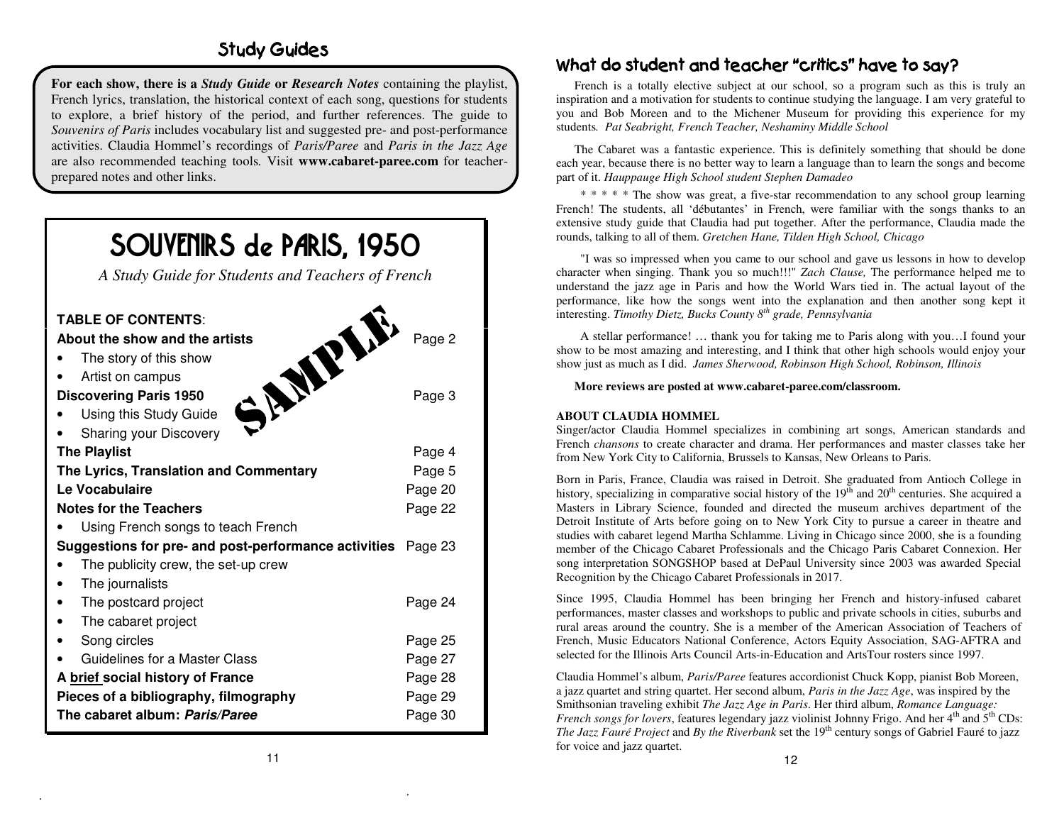## Study Guides

**For each show, there is a *Study Guide* or *Research Notes*** containing the playlist, French lyrics, translation, the historical context of each song, questions for students to explore, a brief history of the period, and further references. The guide to *Souvenirs of Paris* includes vocabulary list and suggested pre- and post-performance activities. Claudia Hommel's recordings of *Paris/Paree* and *Paris in the Jazz Age* are also recommended teaching tools. Visit **www.cabaret-paree.com** for teacher-prepared notes and other links.

# SOUVENIRS de PARIS, 1950

*A Study Guide for Students and Teachers of French*

SAMPLE

**TABLE OF CONTENTS**:

| | |
|---|---|
| **About the show and the artists** | Page 2 |
| • The story of this show | |
| • Artist on campus | |
| **Discovering Paris 1950** | Page 3 |
| • Using this Study Guide | |
| • Sharing your Discovery | |
| **The Playlist** | Page 4 |
| **The Lyrics, Translation and Commentary** | Page 5 |
| **Le Vocabulaire** | Page 20 |
| **Notes for the Teachers** | Page 22 |
| • Using French songs to teach French | |
| **Suggestions for pre- and post-performance activities** | Page 23 |
| • The publicity crew, the set-up crew | |
| • The journalists | |
| • The postcard project | Page 24 |
| • The cabaret project | |
| • Song circles | Page 25 |
| • Guidelines for a Master Class | Page 27 |
| **A brief social history of France** | Page 28 |
| **Pieces of a bibliography, filmography** | Page 29 |
| **The cabaret album: *Paris/Paree*** | Page 30 |

## What do student and teacher "critics" have to say?

French is a totally elective subject at our school, so a program such as this is truly an inspiration and a motivation for students to continue studying the language. I am very grateful to you and Bob Moreen and to the Michener Museum for providing this experience for my students. *Pat Seabright, French Teacher, Neshaminy Middle School*

The Cabaret was a fantastic experience. This is definitely something that should be done each year, because there is no better way to learn a language than to learn the songs and become part of it. *Hauppauge High School student Stephen Damadeo*

* * * * * The show was great, a five-star recommendation to any school group learning French! The students, all 'débutantes' in French, were familiar with the songs thanks to an extensive study guide that Claudia had put together. After the performance, Claudia made the rounds, talking to all of them. *Gretchen Hane, Tilden High School, Chicago*

"I was so impressed when you came to our school and gave us lessons in how to develop character when singing. Thank you so much!!!" *Zach Clause,* The performance helped me to understand the jazz age in Paris and how the World Wars tied in. The actual layout of the performance, like how the songs went into the explanation and then another song kept it interesting. *Timothy Dietz, Bucks County 8th grade, Pennsylvania*

A stellar performance! … thank you for taking me to Paris along with you…I found your show to be most amazing and interesting, and I think that other high schools would enjoy your show just as much as I did. *James Sherwood, Robinson High School, Robinson, Illinois*

**More reviews are posted at www.cabaret-paree.com/classroom.**

**ABOUT CLAUDIA HOMMEL**

Singer/actor Claudia Hommel specializes in combining art songs, American standards and French *chansons* to create character and drama. Her performances and master classes take her from New York City to California, Brussels to Kansas, New Orleans to Paris.

Born in Paris, France, Claudia was raised in Detroit. She graduated from Antioch College in history, specializing in comparative social history of the 19th and 20th centuries. She acquired a Masters in Library Science, founded and directed the museum archives department of the Detroit Institute of Arts before going on to New York City to pursue a career in theatre and studies with cabaret legend Martha Schlamme. Living in Chicago since 2000, she is a founding member of the Chicago Cabaret Professionals and the Chicago Paris Cabaret Connexion. Her song interpretation SONGSHOP based at DePaul University since 2003 was awarded Special Recognition by the Chicago Cabaret Professionals in 2017.

Since 1995, Claudia Hommel has been bringing her French and history-infused cabaret performances, master classes and workshops to public and private schools in cities, suburbs and rural areas around the country. She is a member of the American Association of Teachers of French, Music Educators National Conference, Actors Equity Association, SAG-AFTRA and selected for the Illinois Arts Council Arts-in-Education and ArtsTour rosters since 1997.

Claudia Hommel's album, *Paris/Paree* features accordionist Chuck Kopp, pianist Bob Moreen, a jazz quartet and string quartet. Her second album, *Paris in the Jazz Age*, was inspired by the Smithsonian traveling exhibit *The Jazz Age in Paris*. Her third album, *Romance Language: French songs for lovers*, features legendary jazz violinist Johnny Frigo. And her 4th and 5th CDs: *The Jazz Fauré Project* and *By the Riverbank* set the 19th century songs of Gabriel Fauré to jazz for voice and jazz quartet.